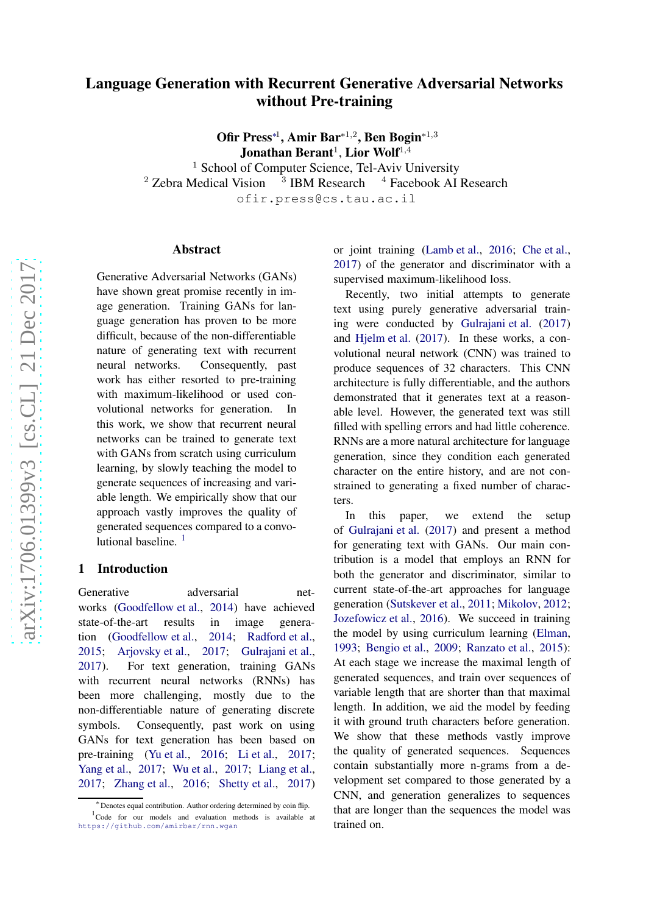# Language Generation with Recurrent Generative Adversarial Networks without Pre-training

**Ofir Press**[*1], **Amir Bar**[*1,2], **Ben Bogin**[*1,3]
**Jonathan Berant**[1], **Lior Wolf**[1,4]

[1] School of Computer Science, Tel-Aviv University
[2] Zebra Medical Vision [3] IBM Research [4] Facebook AI Research

ofir.press@cs.tau.ac.il

## Abstract

Generative Adversarial Networks (GANs) have shown great promise recently in image generation. Training GANs for language generation has proven to be more difficult, because of the non-differentiable nature of generating text with recurrent neural networks. Consequently, past work has either resorted to pre-training with maximum-likelihood or used convolutional networks for generation. In this work, we show that recurrent neural networks can be trained to generate text with GANs from scratch using curriculum learning, by slowly teaching the model to generate sequences of increasing and variable length. We empirically show that our approach vastly improves the quality of generated sequences compared to a convolutional baseline. [1]

## 1 Introduction

Generative adversarial networks (Goodfellow et al., 2014) have achieved state-of-the-art results in image generation (Goodfellow et al., 2014; Radford et al., 2015; Arjovsky et al., 2017; Gulrajani et al., 2017). For text generation, training GANs with recurrent neural networks (RNNs) has been more challenging, mostly due to the non-differentiable nature of generating discrete symbols. Consequently, past work on using GANs for text generation has been based on pre-training (Yu et al., 2016; Li et al., 2017; Yang et al., 2017; Wu et al., 2017; Liang et al., 2017; Zhang et al., 2016; Shetty et al., 2017) or joint training (Lamb et al., 2016; Che et al., 2017) of the generator and discriminator with a supervised maximum-likelihood loss.

Recently, two initial attempts to generate text using purely generative adversarial training were conducted by Gulrajani et al. (2017) and Hjelm et al. (2017). In these works, a convolutional neural network (CNN) was trained to produce sequences of 32 characters. This CNN architecture is fully differentiable, and the authors demonstrated that it generates text at a reasonable level. However, the generated text was still filled with spelling errors and had little coherence. RNNs are a more natural architecture for language generation, since they condition each generated character on the entire history, and are not constrained to generating a fixed number of characters.

In this paper, we extend the setup of Gulrajani et al. (2017) and present a method for generating text with GANs. Our main contribution is a model that employs an RNN for both the generator and discriminator, similar to current state-of-the-art approaches for language generation (Sutskever et al., 2011; Mikolov, 2012; Jozefowicz et al., 2016). We succeed in training the model by using curriculum learning (Elman, 1993; Bengio et al., 2009; Ranzato et al., 2015): At each stage we increase the maximal length of generated sequences, and train over sequences of variable length that are shorter than that maximal length. In addition, we aid the model by feeding it with ground truth characters before generation. We show that these methods vastly improve the quality of generated sequences. Sequences contain substantially more n-grams from a development set compared to those generated by a CNN, and generation generalizes to sequences that are longer than the sequences the model was trained on.

[*] Denotes equal contribution. Author ordering determined by coin flip.

[1] Code for our models and evaluation methods is available at https://github.com/amirbar/rnn.wgan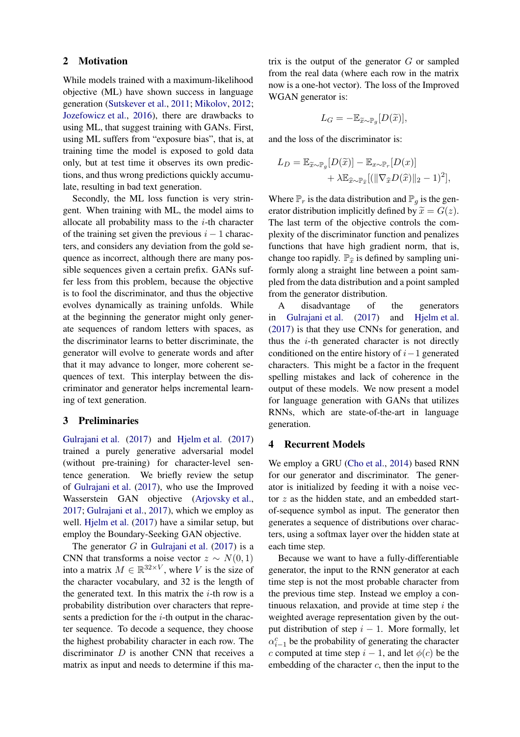## 2 Motivation

While models trained with a maximum-likelihood objective (ML) have shown success in language generation (Sutskever et al., 2011; Mikolov, 2012; Jozefowicz et al., 2016), there are drawbacks to using ML, that suggest training with GANs. First, using ML suffers from "exposure bias", that is, at training time the model is exposed to gold data only, but at test time it observes its own predictions, and thus wrong predictions quickly accumulate, resulting in bad text generation.

Secondly, the ML loss function is very stringent. When training with ML, the model aims to allocate all probability mass to the $i$-th character of the training set given the previous $i-1$ characters, and considers any deviation from the gold sequence as incorrect, although there are many possible sequences given a certain prefix. GANs suffer less from this problem, because the objective is to fool the discriminator, and thus the objective evolves dynamically as training unfolds. While at the beginning the generator might only generate sequences of random letters with spaces, as the discriminator learns to better discriminate, the generator will evolve to generate words and after that it may advance to longer, more coherent sequences of text. This interplay between the discriminator and generator helps incremental learning of text generation.

## 3 Preliminaries

Gulrajani et al. (2017) and Hjelm et al. (2017) trained a purely generative adversarial model (without pre-training) for character-level sentence generation. We briefly review the setup of Gulrajani et al. (2017), who use the Improved Wasserstein GAN objective (Arjovsky et al., 2017; Gulrajani et al., 2017), which we employ as well. Hjelm et al. (2017) have a similar setup, but employ the Boundary-Seeking GAN objective.

The generator $G$ in Gulrajani et al. (2017) is a CNN that transforms a noise vector $z \sim N(0, 1)$ into a matrix $M \in \mathbb{R}^{32 \times V}$, where $V$ is the size of the character vocabulary, and 32 is the length of the generated text. In this matrix the $i$-th row is a probability distribution over characters that represents a prediction for the $i$-th output in the character sequence. To decode a sequence, they choose the highest probability character in each row. The discriminator $D$ is another CNN that receives a matrix as input and needs to determine if this matrix is the output of the generator $G$ or sampled from the real data (where each row in the matrix now is a one-hot vector). The loss of the Improved WGAN generator is:

$$L_G = -\mathbb{E}_{\widetilde{x} \sim \mathbb{P}_g}[D(\widetilde{x})],$$

and the loss of the discriminator is:

$$L_D = \mathbb{E}_{\widetilde{x} \sim \mathbb{P}_g}[D(\widetilde{x})] - \mathbb{E}_{x \sim \mathbb{P}_r}[D(x)] + \lambda \mathbb{E}_{\widehat{x} \sim \mathbb{P}_{\widehat{x}}}[(\|\nabla_{\widehat{x}} D(\widehat{x})\|_2 - 1)^2],$$

Where $\mathbb{P}_r$ is the data distribution and $\mathbb{P}_g$ is the generator distribution implicitly defined by $\widetilde{x} = G(z)$. The last term of the objective controls the complexity of the discriminator function and penalizes functions that have high gradient norm, that is, change too rapidly. $\mathbb{P}_{\widehat{x}}$ is defined by sampling uniformly along a straight line between a point sampled from the data distribution and a point sampled from the generator distribution.

A disadvantage of the generators in Gulrajani et al. (2017) and Hjelm et al. (2017) is that they use CNNs for generation, and thus the $i$-th generated character is not directly conditioned on the entire history of $i-1$ generated characters. This might be a factor in the frequent spelling mistakes and lack of coherence in the output of these models. We now present a model for language generation with GANs that utilizes RNNs, which are state-of-the-art in language generation.

## 4 Recurrent Models

We employ a GRU (Cho et al., 2014) based RNN for our generator and discriminator. The generator is initialized by feeding it with a noise vector $z$ as the hidden state, and an embedded start-of-sequence symbol as input. The generator then generates a sequence of distributions over characters, using a softmax layer over the hidden state at each time step.

Because we want to have a fully-differentiable generator, the input to the RNN generator at each time step is not the most probable character from the previous time step. Instead we employ a continuous relaxation, and provide at time step $i$ the weighted average representation given by the output distribution of step $i-1$. More formally, let $\alpha_{i-1}^{c}$ be the probability of generating the character $c$ computed at time step $i-1$, and let $\phi(c)$ be the embedding of the character $c$, then the input to the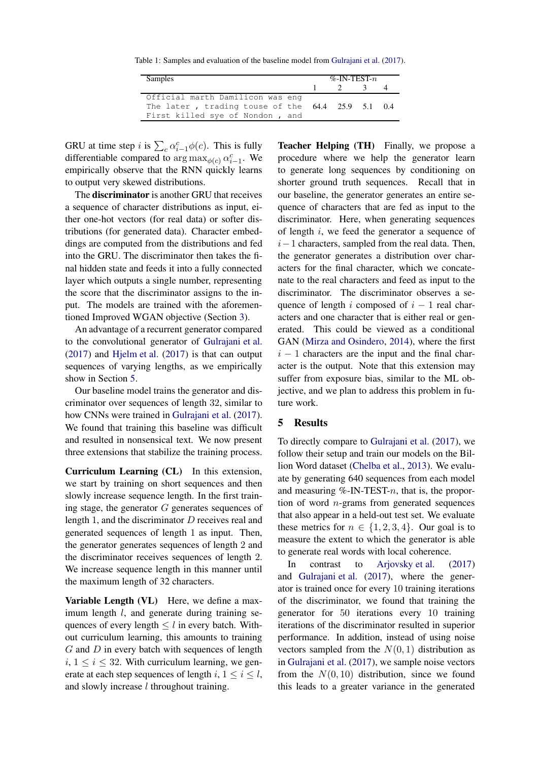Table 1: Samples and evaluation of the baseline model from Gulrajani et al. (2017).

| Samples | %-IN-TEST-$n$ | | | |
|---|---|---|---|---|
| | 1 | 2 | 3 | 4 |
| `Official marth Damilicon was eng` `The later , trading touse of the` `First killed sye of Nondon , and` | 64.4 | 25.9 | 5.1 | 0.4 |

GRU at time step $i$ is $\sum_c \alpha^c_{i-1}\phi(c)$. This is fully differentiable compared to $\arg\max_{\phi(c)} \alpha^c_{i-1}$. We empirically observe that the RNN quickly learns to output very skewed distributions.

The **discriminator** is another GRU that receives a sequence of character distributions as input, either one-hot vectors (for real data) or softer distributions (for generated data). Character embeddings are computed from the distributions and fed into the GRU. The discriminator then takes the final hidden state and feeds it into a fully connected layer which outputs a single number, representing the score that the discriminator assigns to the input. The models are trained with the aforementioned Improved WGAN objective (Section 3).

An advantage of a recurrent generator compared to the convolutional generator of Gulrajani et al. (2017) and Hjelm et al. (2017) is that can output sequences of varying lengths, as we empirically show in Section 5.

Our baseline model trains the generator and discriminator over sequences of length 32, similar to how CNNs were trained in Gulrajani et al. (2017). We found that training this baseline was difficult and resulted in nonsensical text. We now present three extensions that stabilize the training process.

**Curriculum Learning (CL)** In this extension, we start by training on short sequences and then slowly increase sequence length. In the first training stage, the generator $G$ generates sequences of length 1, and the discriminator $D$ receives real and generated sequences of length 1 as input. Then, the generator generates sequences of length 2 and the discriminator receives sequences of length 2. We increase sequence length in this manner until the maximum length of 32 characters.

**Variable Length (VL)** Here, we define a maximum length $l$, and generate during training sequences of every length $\leq l$ in every batch. Without curriculum learning, this amounts to training $G$ and $D$ in every batch with sequences of length $i$, $1 \leq i \leq 32$. With curriculum learning, we generate at each step sequences of length $i$, $1 \leq i \leq l$, and slowly increase $l$ throughout training.

**Teacher Helping (TH)** Finally, we propose a procedure where we help the generator learn to generate long sequences by conditioning on shorter ground truth sequences. Recall that in our baseline, the generator generates an entire sequence of characters that are fed as input to the discriminator. Here, when generating sequences of length $i$, we feed the generator a sequence of $i-1$ characters, sampled from the real data. Then, the generator generates a distribution over characters for the final character, which we concatenate to the real characters and feed as input to the discriminator. The discriminator observes a sequence of length $i$ composed of $i-1$ real characters and one character that is either real or generated. This could be viewed as a conditional GAN (Mirza and Osindero, 2014), where the first $i-1$ characters are the input and the final character is the output. Note that this extension may suffer from exposure bias, similar to the ML objective, and we plan to address this problem in future work.

## 5 Results

To directly compare to Gulrajani et al. (2017), we follow their setup and train our models on the Billion Word dataset (Chelba et al., 2013). We evaluate by generating 640 sequences from each model and measuring %-IN-TEST-$n$, that is, the proportion of word $n$-grams from generated sequences that also appear in a held-out test set. We evaluate these metrics for $n \in \{1, 2, 3, 4\}$. Our goal is to measure the extent to which the generator is able to generate real words with local coherence.

In contrast to Arjovsky et al. (2017) and Gulrajani et al. (2017), where the generator is trained once for every 10 training iterations of the discriminator, we found that training the generator for 50 iterations every 10 training iterations of the discriminator resulted in superior performance. In addition, instead of using noise vectors sampled from the $N(0, 1)$ distribution as in Gulrajani et al. (2017), we sample noise vectors from the $N(0, 10)$ distribution, since we found this leads to a greater variance in the generated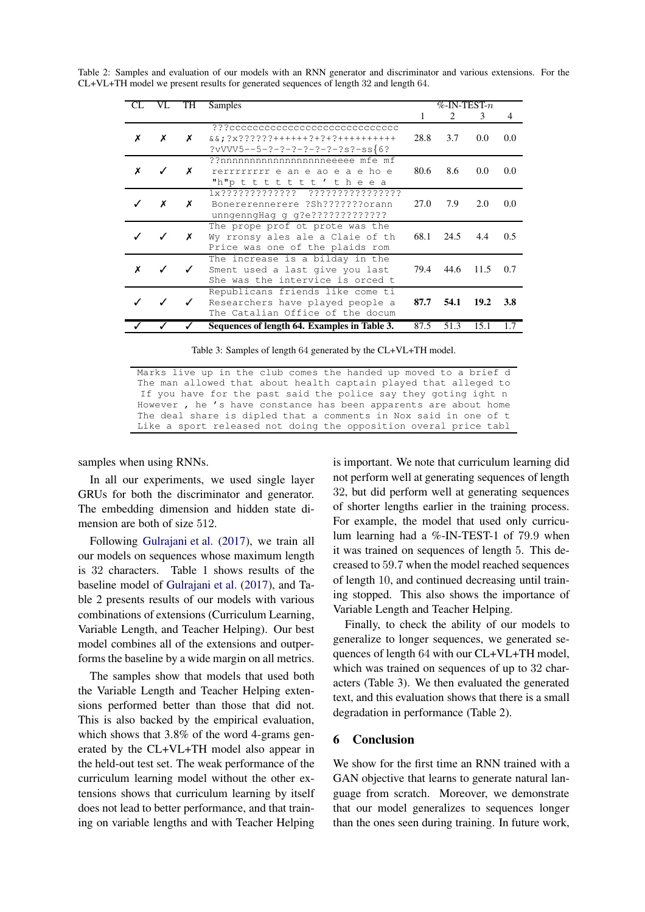Table 2: Samples and evaluation of our models with an RNN generator and discriminator and various extensions. For the CL+VL+TH model we present results for generated sequences of length 32 and length 64.

| CL | VL | TH | Samples | %-IN-TEST-$n$ | | | |
|---|---|---|---|---|---|---|---|
| | | | | 1 | 2 | 3 | 4 |
| ✗ | ✗ | ✗ | ???cccccccccccccccccccccccccccc<br>&&;?x?????++++++?+?+?++++++++++<br>?vVVV5--5-?-?-?-?-?-?-?s?-ss{6? | 28.8 | 3.7 | 0.0 | 0.0 |
| ✗ | ✓ | ✗ | ??nnnnnnnnnnnnnnnnnneeeee mfe mf<br>rerrrrrrrr e an e ao e a e ho e<br>"h"p t t t t t t t ' t h e e a | 80.6 | 8.6 | 0.0 | 0.0 |
| ✓ | ✗ | ✗ | 1x????????????? ????????????????<br>Bonererennerere ?Sh???????orann<br>unngenngHag g g?e????????????? | 27.0 | 7.9 | 2.0 | 0.0 |
| ✓ | ✓ | ✗ | The prope prof ot prote was the<br>Wy rronsy ales ale a Claie of th<br>Price was one of the plaids rom | 68.1 | 24.5 | 4.4 | 0.5 |
| ✗ | ✓ | ✓ | The increase is a bilday in the<br>Sment used a last give you last<br>She was the interview is orced t | 79.4 | 44.6 | 11.5 | 0.7 |
| ✓ | ✓ | ✓ | Republicans friends like come ti<br>Researchers have played people a<br>The Catalian Office of the docum | **87.7** | **54.1** | **19.2** | **3.8** |
| ✓ | ✓ | ✓ | **Sequences of length 64. Examples in Table 3.** | 87.5 | 51.3 | 15.1 | 1.7 |

Table 3: Samples of length 64 generated by the CL+VL+TH model.

```
Marks live up in the club comes the handed up moved to a brief d
The man allowed that about health captain played that alleged to
 If you have for the past said the police say they goting ight n
However , he 's have constance has been apparents are about home
The deal share is dipled that a comments in Nox said in one of t
Like a sport released not doing the opposition overal price tabl
```

samples when using RNNs.

In all our experiments, we used single layer GRUs for both the discriminator and generator. The embedding dimension and hidden state dimension are both of size 512.

Following Gulrajani et al. (2017), we train all our models on sequences whose maximum length is 32 characters. Table 1 shows results of the baseline model of Gulrajani et al. (2017), and Table 2 presents results of our models with various combinations of extensions (Curriculum Learning, Variable Length, and Teacher Helping). Our best model combines all of the extensions and outperforms the baseline by a wide margin on all metrics.

The samples show that models that used both the Variable Length and Teacher Helping extensions performed better than those that did not. This is also backed by the empirical evaluation, which shows that 3.8% of the word 4-grams generated by the CL+VL+TH model also appear in the held-out test set. The weak performance of the curriculum learning model without the other extensions shows that curriculum learning by itself does not lead to better performance, and that training on variable lengths and with Teacher Helping is important. We note that curriculum learning did not perform well at generating sequences of length 32, but did perform well at generating sequences of shorter lengths earlier in the training process. For example, the model that used only curriculum learning had a %-IN-TEST-1 of 79.9 when it was trained on sequences of length 5. This decreased to 59.7 when the model reached sequences of length 10, and continued decreasing until training stopped. This also shows the importance of Variable Length and Teacher Helping.

Finally, to check the ability of our models to generalize to longer sequences, we generated sequences of length 64 with our CL+VL+TH model, which was trained on sequences of up to 32 characters (Table 3). We then evaluated the generated text, and this evaluation shows that there is a small degradation in performance (Table 2).

## 6 Conclusion

We show for the first time an RNN trained with a GAN objective that learns to generate natural language from scratch. Moreover, we demonstrate that our model generalizes to sequences longer than the ones seen during training. In future work,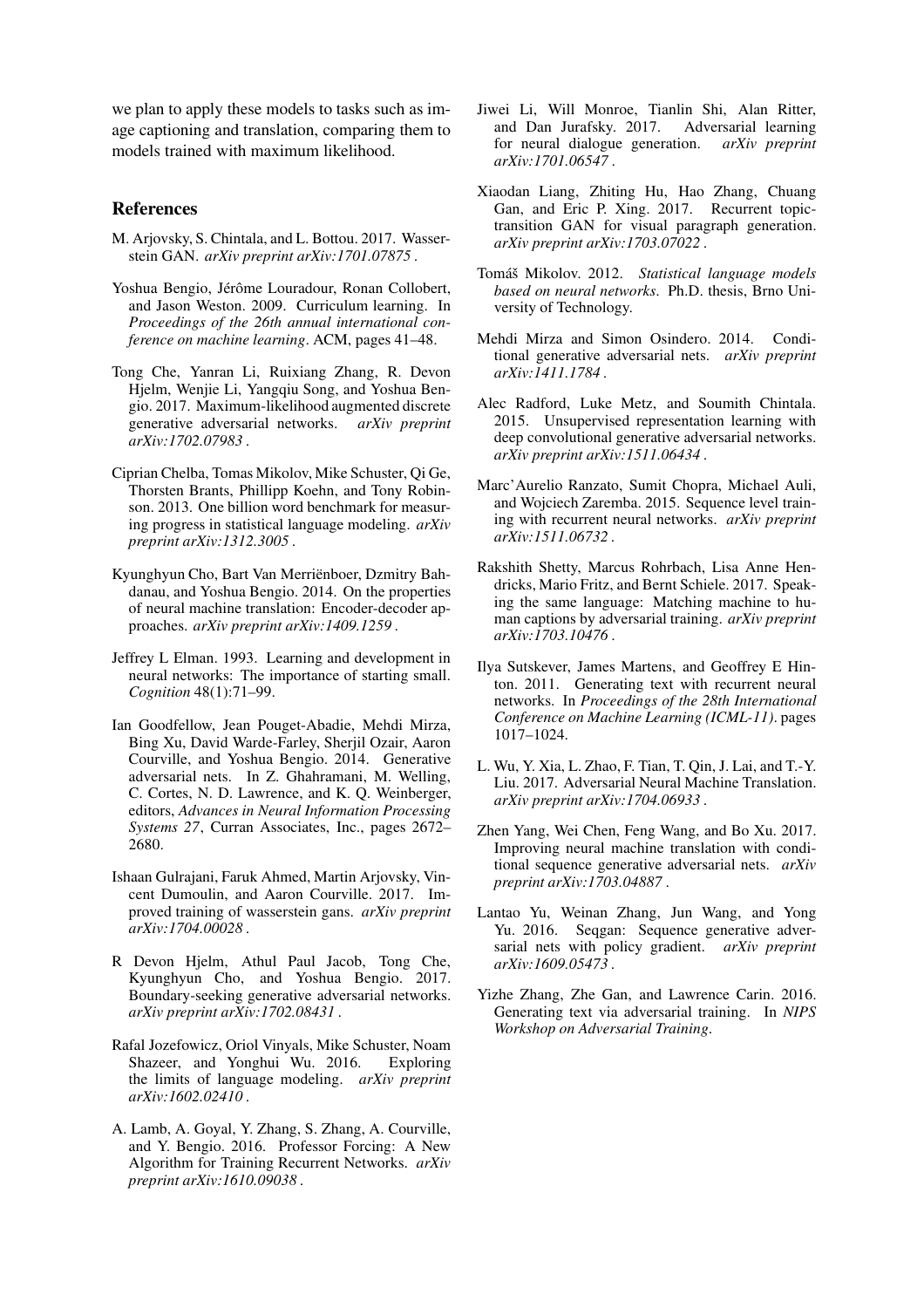we plan to apply these models to tasks such as image captioning and translation, comparing them to models trained with maximum likelihood.

## References

M. Arjovsky, S. Chintala, and L. Bottou. 2017. Wasserstein GAN. *arXiv preprint arXiv:1701.07875* .

Yoshua Bengio, Jérôme Louradour, Ronan Collobert, and Jason Weston. 2009. Curriculum learning. In *Proceedings of the 26th annual international conference on machine learning*. ACM, pages 41–48.

Tong Che, Yanran Li, Ruixiang Zhang, R. Devon Hjelm, Wenjie Li, Yangqiu Song, and Yoshua Bengio. 2017. Maximum-likelihood augmented discrete generative adversarial networks. *arXiv preprint arXiv:1702.07983* .

Ciprian Chelba, Tomas Mikolov, Mike Schuster, Qi Ge, Thorsten Brants, Phillipp Koehn, and Tony Robinson. 2013. One billion word benchmark for measuring progress in statistical language modeling. *arXiv preprint arXiv:1312.3005* .

Kyunghyun Cho, Bart Van Merriënboer, Dzmitry Bahdanau, and Yoshua Bengio. 2014. On the properties of neural machine translation: Encoder-decoder approaches. *arXiv preprint arXiv:1409.1259* .

Jeffrey L Elman. 1993. Learning and development in neural networks: The importance of starting small. *Cognition* 48(1):71–99.

Ian Goodfellow, Jean Pouget-Abadie, Mehdi Mirza, Bing Xu, David Warde-Farley, Sherjil Ozair, Aaron Courville, and Yoshua Bengio. 2014. Generative adversarial nets. In Z. Ghahramani, M. Welling, C. Cortes, N. D. Lawrence, and K. Q. Weinberger, editors, *Advances in Neural Information Processing Systems 27*, Curran Associates, Inc., pages 2672–2680.

Ishaan Gulrajani, Faruk Ahmed, Martin Arjovsky, Vincent Dumoulin, and Aaron Courville. 2017. Improved training of wasserstein gans. *arXiv preprint arXiv:1704.00028* .

R Devon Hjelm, Athul Paul Jacob, Tong Che, Kyunghyun Cho, and Yoshua Bengio. 2017. Boundary-seeking generative adversarial networks. *arXiv preprint arXiv:1702.08431* .

Rafal Jozefowicz, Oriol Vinyals, Mike Schuster, Noam Shazeer, and Yonghui Wu. 2016. Exploring the limits of language modeling. *arXiv preprint arXiv:1602.02410* .

A. Lamb, A. Goyal, Y. Zhang, S. Zhang, A. Courville, and Y. Bengio. 2016. Professor Forcing: A New Algorithm for Training Recurrent Networks. *arXiv preprint arXiv:1610.09038* .

Jiwei Li, Will Monroe, Tianlin Shi, Alan Ritter, and Dan Jurafsky. 2017. Adversarial learning for neural dialogue generation. *arXiv preprint arXiv:1701.06547* .

Xiaodan Liang, Zhiting Hu, Hao Zhang, Chuang Gan, and Eric P. Xing. 2017. Recurrent topic-transition GAN for visual paragraph generation. *arXiv preprint arXiv:1703.07022* .

Tomáš Mikolov. 2012. *Statistical language models based on neural networks*. Ph.D. thesis, Brno University of Technology.

Mehdi Mirza and Simon Osindero. 2014. Conditional generative adversarial nets. *arXiv preprint arXiv:1411.1784* .

Alec Radford, Luke Metz, and Soumith Chintala. 2015. Unsupervised representation learning with deep convolutional generative adversarial networks. *arXiv preprint arXiv:1511.06434* .

Marc'Aurelio Ranzato, Sumit Chopra, Michael Auli, and Wojciech Zaremba. 2015. Sequence level training with recurrent neural networks. *arXiv preprint arXiv:1511.06732* .

Rakshith Shetty, Marcus Rohrbach, Lisa Anne Hendricks, Mario Fritz, and Bernt Schiele. 2017. Speaking the same language: Matching machine to human captions by adversarial training. *arXiv preprint arXiv:1703.10476* .

Ilya Sutskever, James Martens, and Geoffrey E Hinton. 2011. Generating text with recurrent neural networks. In *Proceedings of the 28th International Conference on Machine Learning (ICML-11)*. pages 1017–1024.

L. Wu, Y. Xia, L. Zhao, F. Tian, T. Qin, J. Lai, and T.-Y. Liu. 2017. Adversarial Neural Machine Translation. *arXiv preprint arXiv:1704.06933* .

Zhen Yang, Wei Chen, Feng Wang, and Bo Xu. 2017. Improving neural machine translation with conditional sequence generative adversarial nets. *arXiv preprint arXiv:1703.04887* .

Lantao Yu, Weinan Zhang, Jun Wang, and Yong Yu. 2016. Seqgan: Sequence generative adversarial nets with policy gradient. *arXiv preprint arXiv:1609.05473* .

Yizhe Zhang, Zhe Gan, and Lawrence Carin. 2016. Generating text via adversarial training. In *NIPS Workshop on Adversarial Training*.